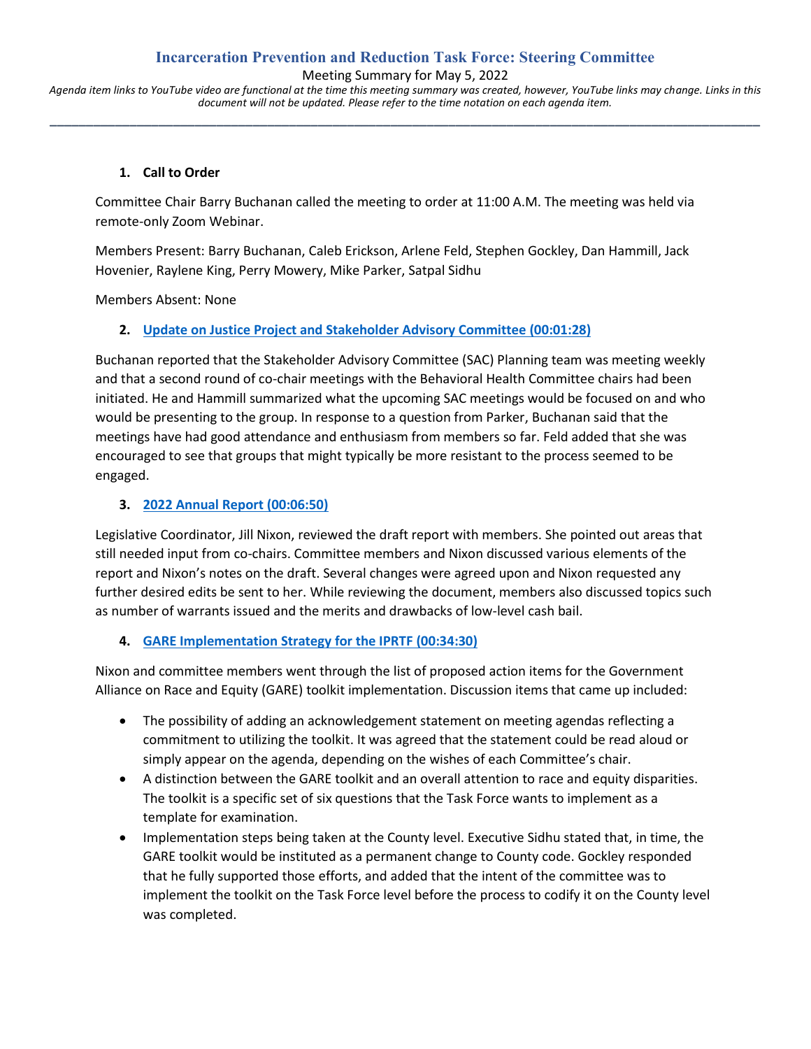# Incarceration Prevention and Reduction Task Force: Steering Committee

Meeting Summary for May 5, 2022

*Agenda item links to YouTube video are functional at the time this meeting summary was created, however, YouTube links may change. Links in this document will not be updated. Please refer to the time notation on each agenda item.*

---

**1. Call to Order**

Committee Chair Barry Buchanan called the meeting to order at 11:00 A.M. The meeting was held via remote-only Zoom Webinar.

Members Present: Barry Buchanan, Caleb Erickson, Arlene Feld, Stephen Gockley, Dan Hammill, Jack Hovenier, Raylene King, Perry Mowery, Mike Parker, Satpal Sidhu

Members Absent: None

**2. Update on Justice Project and Stakeholder Advisory Committee (00:01:28)**

Buchanan reported that the Stakeholder Advisory Committee (SAC) Planning team was meeting weekly and that a second round of co-chair meetings with the Behavioral Health Committee chairs had been initiated. He and Hammill summarized what the upcoming SAC meetings would be focused on and who would be presenting to the group. In response to a question from Parker, Buchanan said that the meetings have had good attendance and enthusiasm from members so far. Feld added that she was encouraged to see that groups that might typically be more resistant to the process seemed to be engaged.

**3. 2022 Annual Report (00:06:50)**

Legislative Coordinator, Jill Nixon, reviewed the draft report with members. She pointed out areas that still needed input from co-chairs. Committee members and Nixon discussed various elements of the report and Nixon's notes on the draft. Several changes were agreed upon and Nixon requested any further desired edits be sent to her. While reviewing the document, members also discussed topics such as number of warrants issued and the merits and drawbacks of low-level cash bail.

**4. GARE Implementation Strategy for the IPRTF (00:34:30)**

Nixon and committee members went through the list of proposed action items for the Government Alliance on Race and Equity (GARE) toolkit implementation. Discussion items that came up included:

- The possibility of adding an acknowledgement statement on meeting agendas reflecting a commitment to utilizing the toolkit. It was agreed that the statement could be read aloud or simply appear on the agenda, depending on the wishes of each Committee's chair.
- A distinction between the GARE toolkit and an overall attention to race and equity disparities. The toolkit is a specific set of six questions that the Task Force wants to implement as a template for examination.
- Implementation steps being taken at the County level. Executive Sidhu stated that, in time, the GARE toolkit would be instituted as a permanent change to County code. Gockley responded that he fully supported those efforts, and added that the intent of the committee was to implement the toolkit on the Task Force level before the process to codify it on the County level was completed.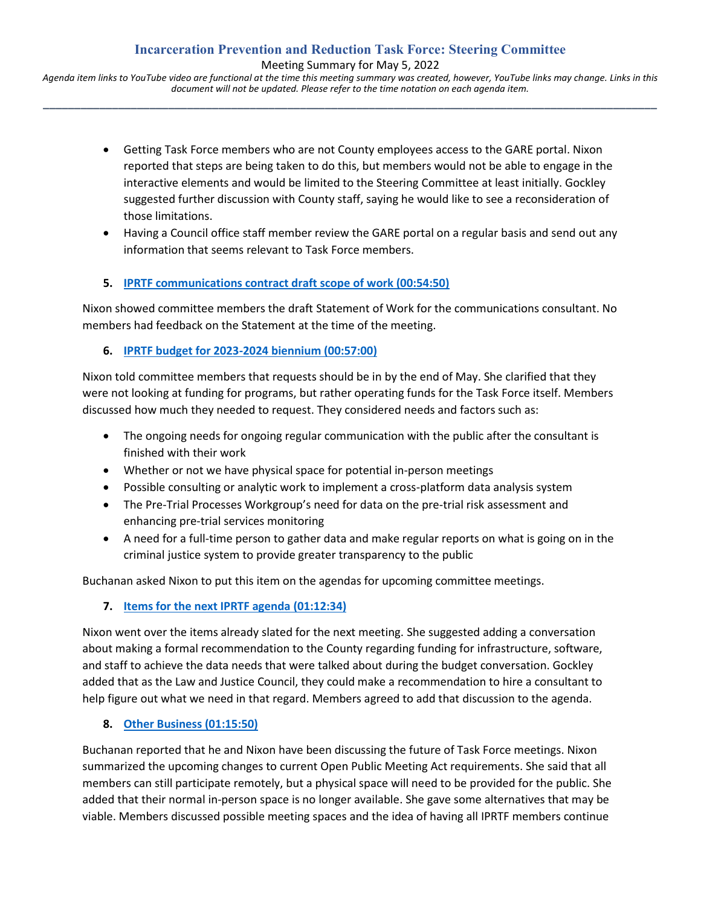- Getting Task Force members who are not County employees access to the GARE portal. Nixon reported that steps are being taken to do this, but members would not be able to engage in the interactive elements and would be limited to the Steering Committee at least initially. Gockley suggested further discussion with County staff, saying he would like to see a reconsideration of those limitations.
- Having a Council office staff member review the GARE portal on a regular basis and send out any information that seems relevant to Task Force members.

5. **IPRTF communications contract draft scope of work (00:54:50)**

Nixon showed committee members the draft Statement of Work for the communications consultant. No members had feedback on the Statement at the time of the meeting.

6. **IPRTF budget for 2023-2024 biennium (00:57:00)**

Nixon told committee members that requests should be in by the end of May. She clarified that they were not looking at funding for programs, but rather operating funds for the Task Force itself. Members discussed how much they needed to request. They considered needs and factors such as:

- The ongoing needs for ongoing regular communication with the public after the consultant is finished with their work
- Whether or not we have physical space for potential in-person meetings
- Possible consulting or analytic work to implement a cross-platform data analysis system
- The Pre-Trial Processes Workgroup's need for data on the pre-trial risk assessment and enhancing pre-trial services monitoring
- A need for a full-time person to gather data and make regular reports on what is going on in the criminal justice system to provide greater transparency to the public

Buchanan asked Nixon to put this item on the agendas for upcoming committee meetings.

7. **Items for the next IPRTF agenda (01:12:34)**

Nixon went over the items already slated for the next meeting. She suggested adding a conversation about making a formal recommendation to the County regarding funding for infrastructure, software, and staff to achieve the data needs that were talked about during the budget conversation. Gockley added that as the Law and Justice Council, they could make a recommendation to hire a consultant to help figure out what we need in that regard. Members agreed to add that discussion to the agenda.

8. **Other Business (01:15:50)**

Buchanan reported that he and Nixon have been discussing the future of Task Force meetings. Nixon summarized the upcoming changes to current Open Public Meeting Act requirements. She said that all members can still participate remotely, but a physical space will need to be provided for the public. She added that their normal in-person space is no longer available. She gave some alternatives that may be viable. Members discussed possible meeting spaces and the idea of having all IPRTF members continue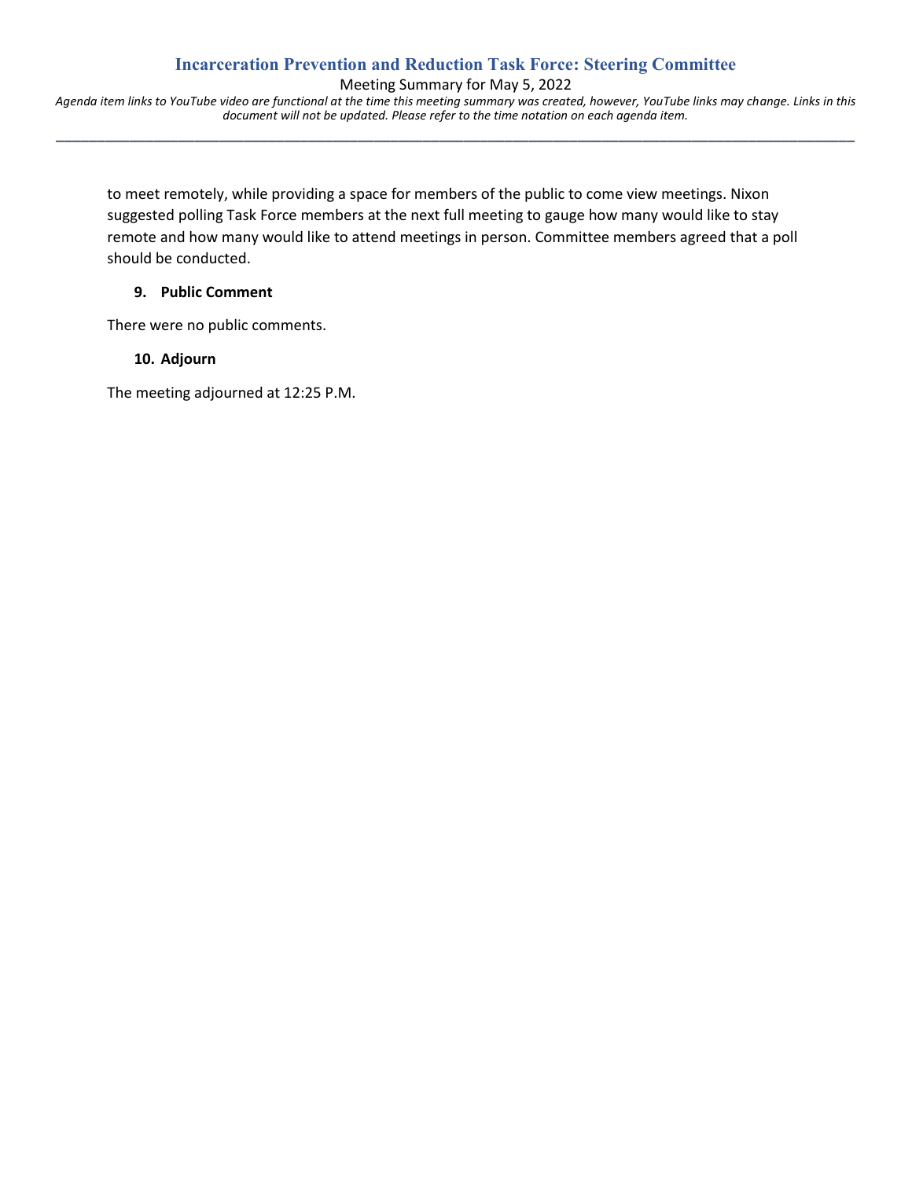to meet remotely, while providing a space for members of the public to come view meetings. Nixon suggested polling Task Force members at the next full meeting to gauge how many would like to stay remote and how many would like to attend meetings in person. Committee members agreed that a poll should be conducted.

**9. Public Comment**

There were no public comments.

**10. Adjourn**

The meeting adjourned at 12:25 P.M.